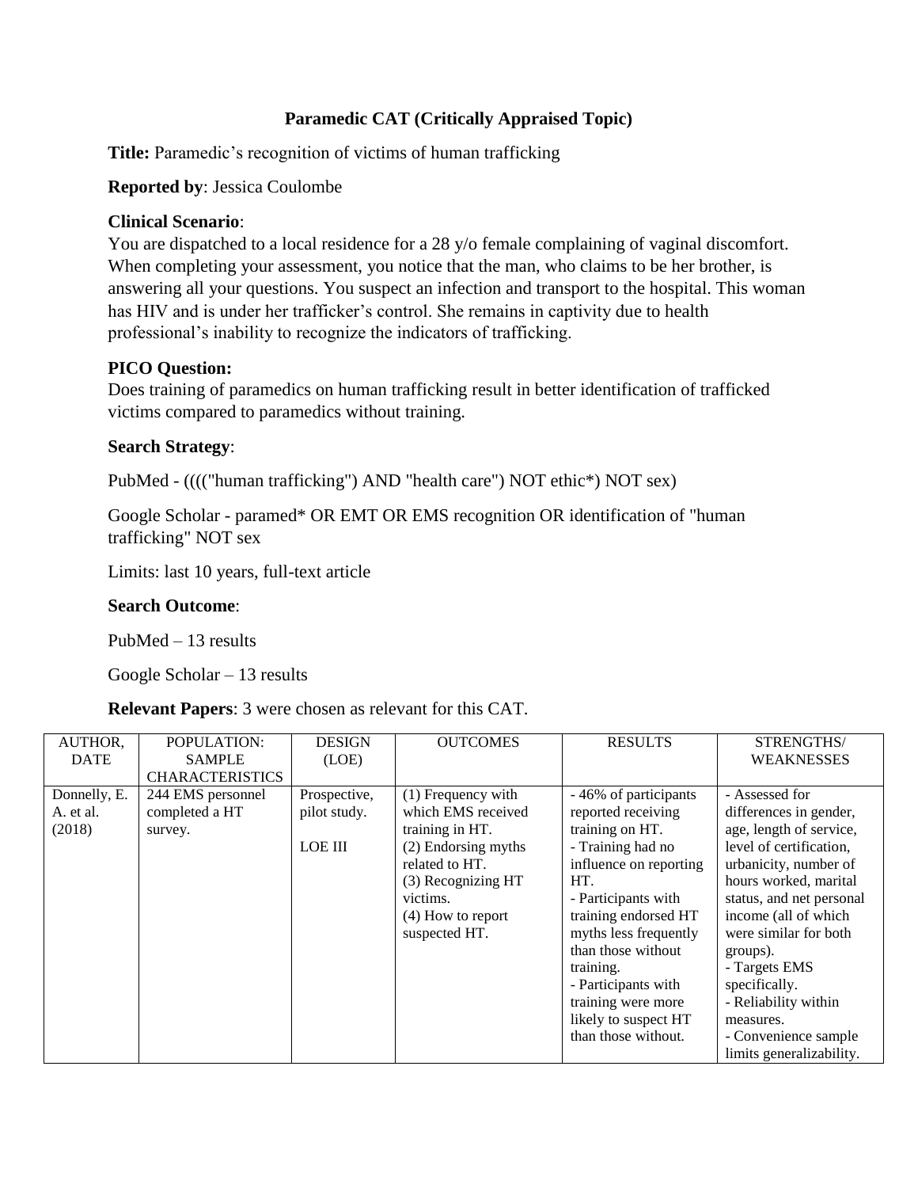# Paramedic CAT (Critically Appraised Topic)

**Title:** Paramedic's recognition of victims of human trafficking

**Reported by**: Jessica Coulombe

**Clinical Scenario**:

You are dispatched to a local residence for a 28 y/o female complaining of vaginal discomfort. When completing your assessment, you notice that the man, who claims to be her brother, is answering all your questions. You suspect an infection and transport to the hospital. This woman has HIV and is under her trafficker's control. She remains in captivity due to health professional's inability to recognize the indicators of trafficking.

**PICO Question:**

Does training of paramedics on human trafficking result in better identification of trafficked victims compared to paramedics without training.

**Search Strategy**:

PubMed - (((("human trafficking") AND "health care") NOT ethic*) NOT sex)

Google Scholar - paramed* OR EMT OR EMS recognition OR identification of "human trafficking" NOT sex

Limits: last 10 years, full-text article

**Search Outcome**:

PubMed – 13 results

Google Scholar – 13 results

**Relevant Papers**: 3 were chosen as relevant for this CAT.

| AUTHOR, DATE | POPULATION: SAMPLE CHARACTERISTICS | DESIGN (LOE) | OUTCOMES | RESULTS | STRENGTHS/ WEAKNESSES |
|---|---|---|---|---|---|
| Donnelly, E. A. et al. (2018) | 244 EMS personnel completed a HT survey. | Prospective, pilot study.<br><br>LOE III | (1) Frequency with which EMS received training in HT.<br>(2) Endorsing myths related to HT.<br>(3) Recognizing HT victims.<br>(4) How to report suspected HT. | - 46% of participants reported receiving training on HT.<br>- Training had no influence on reporting HT.<br>- Participants with training endorsed HT myths less frequently than those without training.<br>- Participants with training were more likely to suspect HT than those without. | - Assessed for differences in gender, age, length of service, urbanicity, number of hours worked, marital status, and net personal income (all of which were similar for both groups).<br>- Targets EMS specifically.<br>- Reliability within measures.<br>- Convenience sample limits generalizability. |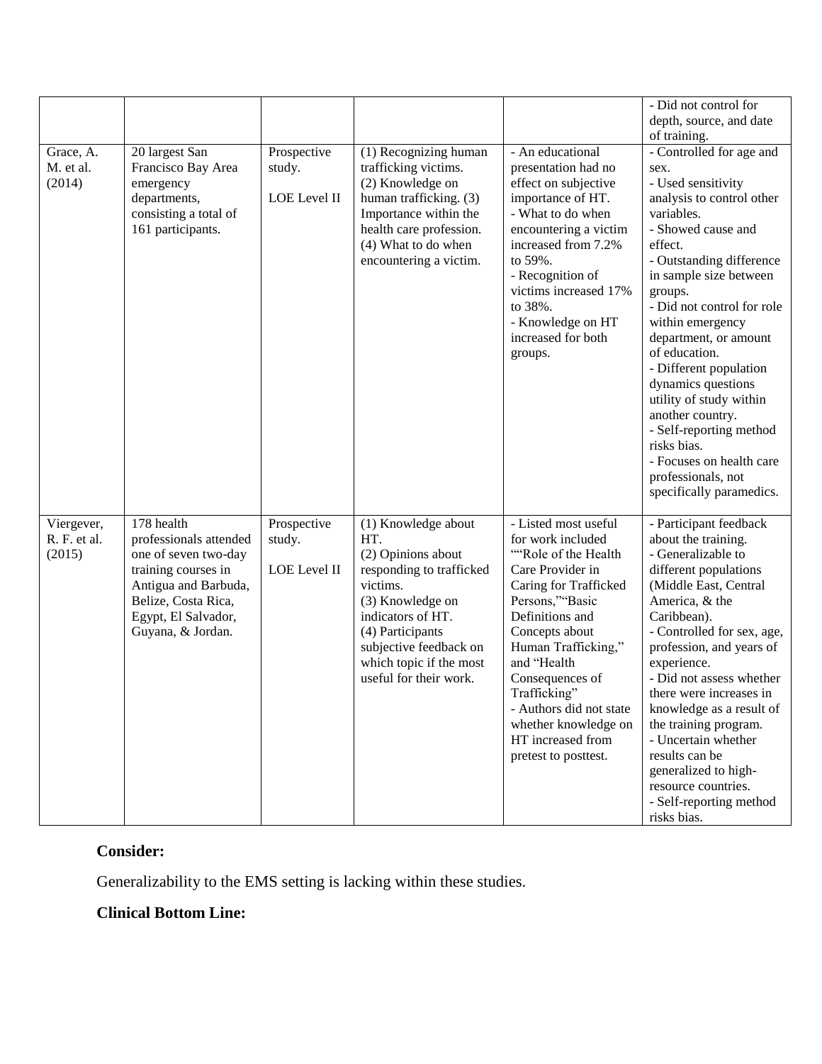| | | | | | |
|---|---|---|---|---|---|
| | | | | | - Did not control for depth, source, and date of training. |
| Grace, A. M. et al. (2014) | 20 largest San Francisco Bay Area emergency departments, consisting a total of 161 participants. | Prospective study. LOE Level II | (1) Recognizing human trafficking victims. (2) Knowledge on human trafficking. (3) Importance within the health care profession. (4) What to do when encountering a victim. | - An educational presentation had no effect on subjective importance of HT. - What to do when encountering a victim increased from 7.2% to 59%. - Recognition of victims increased 17% to 38%. - Knowledge on HT increased for both groups. | - Controlled for age and sex. - Used sensitivity analysis to control other variables. - Showed cause and effect. - Outstanding difference in sample size between groups. - Did not control for role within emergency department, or amount of education. - Different population dynamics questions utility of study within another country. - Self-reporting method risks bias. - Focuses on health care professionals, not specifically paramedics. |
| Viergever, R. F. et al. (2015) | 178 health professionals attended one of seven two-day training courses in Antigua and Barbuda, Belize, Costa Rica, Egypt, El Salvador, Guyana, & Jordan. | Prospective study. LOE Level II | (1) Knowledge about HT. (2) Opinions about responding to trafficked victims. (3) Knowledge on indicators of HT. (4) Participants subjective feedback on which topic if the most useful for their work. | - Listed most useful for work included ""Role of the Health Care Provider in Caring for Trafficked Persons,""Basic Definitions and Concepts about Human Trafficking," and "Health Consequences of Trafficking" - Authors did not state whether knowledge on HT increased from pretest to posttest. | - Participant feedback about the training. - Generalizable to different populations (Middle East, Central America, & the Caribbean). - Controlled for sex, age, profession, and years of experience. - Did not assess whether there were increases in knowledge as a result of the training program. - Uncertain whether results can be generalized to high-resource countries. - Self-reporting method risks bias. |

**Consider:**

Generalizability to the EMS setting is lacking within these studies.

**Clinical Bottom Line:**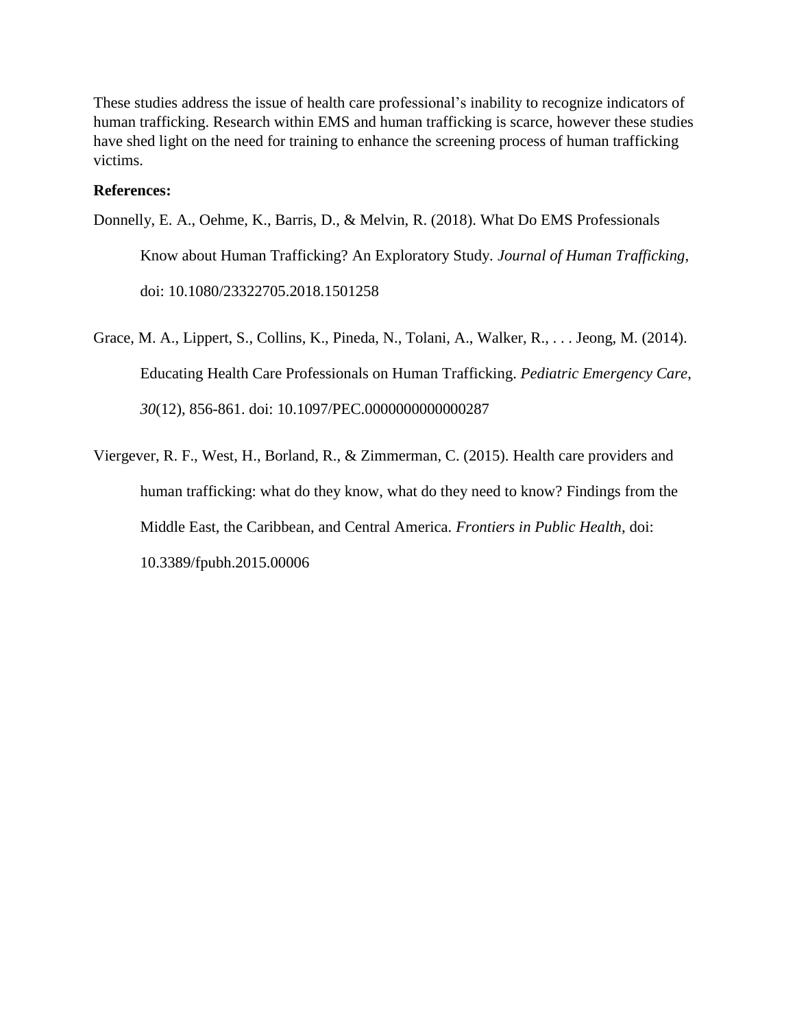These studies address the issue of health care professional's inability to recognize indicators of human trafficking. Research within EMS and human trafficking is scarce, however these studies have shed light on the need for training to enhance the screening process of human trafficking victims.

**References:**

Donnelly, E. A., Oehme, K., Barris, D., & Melvin, R. (2018). What Do EMS Professionals Know about Human Trafficking? An Exploratory Study. *Journal of Human Trafficking*, doi: 10.1080/23322705.2018.1501258

Grace, M. A., Lippert, S., Collins, K., Pineda, N., Tolani, A., Walker, R., . . . Jeong, M. (2014). Educating Health Care Professionals on Human Trafficking. *Pediatric Emergency Care*, *30*(12), 856-861. doi: 10.1097/PEC.0000000000000287

Viergever, R. F., West, H., Borland, R., & Zimmerman, C. (2015). Health care providers and human trafficking: what do they know, what do they need to know? Findings from the Middle East, the Caribbean, and Central America. *Frontiers in Public Health*, doi: 10.3389/fpubh.2015.00006